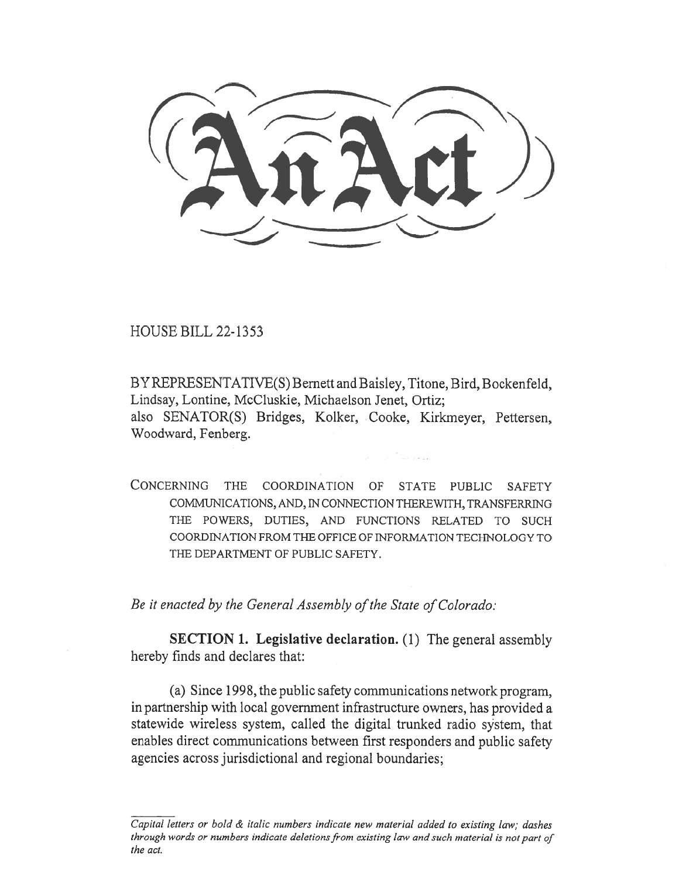# An Act

HOUSE BILL 22-1353

BY REPRESENTATIVE(S) Bernett and Baisley, Titone, Bird, Bockenfeld, Lindsay, Lontine, McCluskie, Michaelson Jenet, Ortiz;
also SENATOR(S) Bridges, Kolker, Cooke, Kirkmeyer, Pettersen, Woodward, Fenberg.

CONCERNING THE COORDINATION OF STATE PUBLIC SAFETY COMMUNICATIONS, AND, IN CONNECTION THEREWITH, TRANSFERRING THE POWERS, DUTIES, AND FUNCTIONS RELATED TO SUCH COORDINATION FROM THE OFFICE OF INFORMATION TECHNOLOGY TO THE DEPARTMENT OF PUBLIC SAFETY.

*Be it enacted by the General Assembly of the State of Colorado:*

**SECTION 1. Legislative declaration.** (1) The general assembly hereby finds and declares that:

(a) Since 1998, the public safety communications network program, in partnership with local government infrastructure owners, has provided a statewide wireless system, called the digital trunked radio system, that enables direct communications between first responders and public safety agencies across jurisdictional and regional boundaries;

*Capital letters or bold & italic numbers indicate new material added to existing law; dashes through words or numbers indicate deletions from existing law and such material is not part of the act.*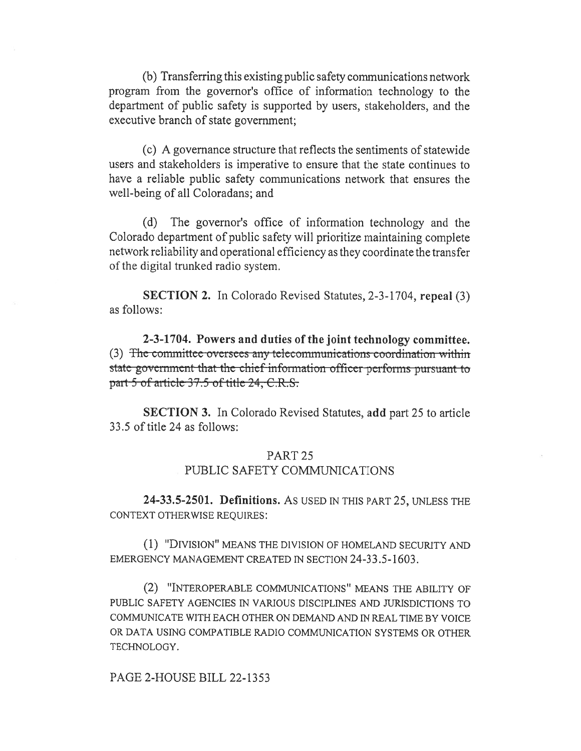(b) Transferring this existing public safety communications network program from the governor's office of information technology to the department of public safety is supported by users, stakeholders, and the executive branch of state government;

(c) A governance structure that reflects the sentiments of statewide users and stakeholders is imperative to ensure that the state continues to have a reliable public safety communications network that ensures the well-being of all Coloradans; and

(d) The governor's office of information technology and the Colorado department of public safety will prioritize maintaining complete network reliability and operational efficiency as they coordinate the transfer of the digital trunked radio system.

**SECTION 2.** In Colorado Revised Statutes, 2-3-1704, **repeal** (3) as follows:

**2-3-1704. Powers and duties of the joint technology committee.** (3) ~~The committee oversees any telecommunications coordination within state government that the chief information officer performs pursuant to part 5 of article 37.5 of title 24, C.R.S.~~

**SECTION 3.** In Colorado Revised Statutes, **add** part 25 to article 33.5 of title 24 as follows:

PART 25
PUBLIC SAFETY COMMUNICATIONS

**24-33.5-2501. Definitions.** AS USED IN THIS PART 25, UNLESS THE CONTEXT OTHERWISE REQUIRES:

(1) "DIVISION" MEANS THE DIVISION OF HOMELAND SECURITY AND EMERGENCY MANAGEMENT CREATED IN SECTION 24-33.5-1603.

(2) "INTEROPERABLE COMMUNICATIONS" MEANS THE ABILITY OF PUBLIC SAFETY AGENCIES IN VARIOUS DISCIPLINES AND JURISDICTIONS TO COMMUNICATE WITH EACH OTHER ON DEMAND AND IN REAL TIME BY VOICE OR DATA USING COMPATIBLE RADIO COMMUNICATION SYSTEMS OR OTHER TECHNOLOGY.

PAGE 2-HOUSE BILL 22-1353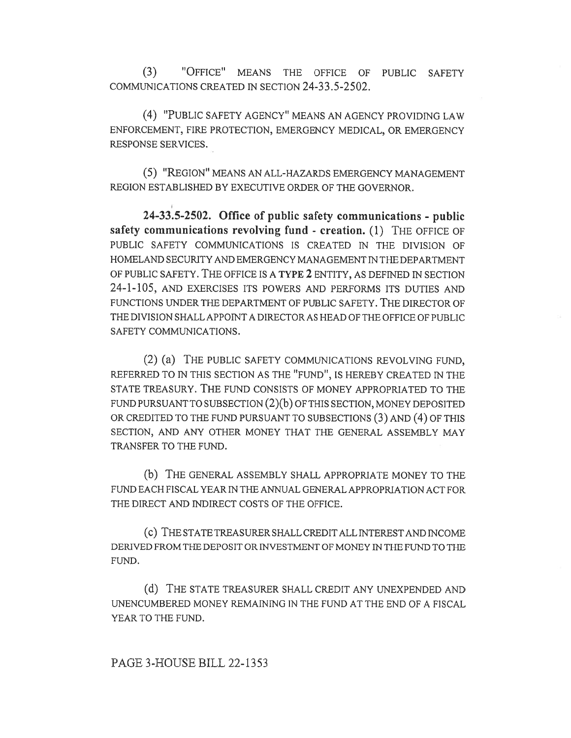(3) "OFFICE" MEANS THE OFFICE OF PUBLIC SAFETY COMMUNICATIONS CREATED IN SECTION 24-33.5-2502.

(4) "PUBLIC SAFETY AGENCY" MEANS AN AGENCY PROVIDING LAW ENFORCEMENT, FIRE PROTECTION, EMERGENCY MEDICAL, OR EMERGENCY RESPONSE SERVICES.

(5) "REGION" MEANS AN ALL-HAZARDS EMERGENCY MANAGEMENT REGION ESTABLISHED BY EXECUTIVE ORDER OF THE GOVERNOR.

**24-33.5-2502. Office of public safety communications - public safety communications revolving fund - creation.** (1) THE OFFICE OF PUBLIC SAFETY COMMUNICATIONS IS CREATED IN THE DIVISION OF HOMELAND SECURITY AND EMERGENCY MANAGEMENT IN THE DEPARTMENT OF PUBLIC SAFETY. THE OFFICE IS A **TYPE 2** ENTITY, AS DEFINED IN SECTION 24-1-105, AND EXERCISES ITS POWERS AND PERFORMS ITS DUTIES AND FUNCTIONS UNDER THE DEPARTMENT OF PUBLIC SAFETY. THE DIRECTOR OF THE DIVISION SHALL APPOINT A DIRECTOR AS HEAD OF THE OFFICE OF PUBLIC SAFETY COMMUNICATIONS.

(2) (a) THE PUBLIC SAFETY COMMUNICATIONS REVOLVING FUND, REFERRED TO IN THIS SECTION AS THE "FUND", IS HEREBY CREATED IN THE STATE TREASURY. THE FUND CONSISTS OF MONEY APPROPRIATED TO THE FUND PURSUANT TO SUBSECTION (2)(b) OF THIS SECTION, MONEY DEPOSITED OR CREDITED TO THE FUND PURSUANT TO SUBSECTIONS (3) AND (4) OF THIS SECTION, AND ANY OTHER MONEY THAT THE GENERAL ASSEMBLY MAY TRANSFER TO THE FUND.

(b) THE GENERAL ASSEMBLY SHALL APPROPRIATE MONEY TO THE FUND EACH FISCAL YEAR IN THE ANNUAL GENERAL APPROPRIATION ACT FOR THE DIRECT AND INDIRECT COSTS OF THE OFFICE.

(c) THE STATE TREASURER SHALL CREDIT ALL INTEREST AND INCOME DERIVED FROM THE DEPOSIT OR INVESTMENT OF MONEY IN THE FUND TO THE FUND.

(d) THE STATE TREASURER SHALL CREDIT ANY UNEXPENDED AND UNENCUMBERED MONEY REMAINING IN THE FUND AT THE END OF A FISCAL YEAR TO THE FUND.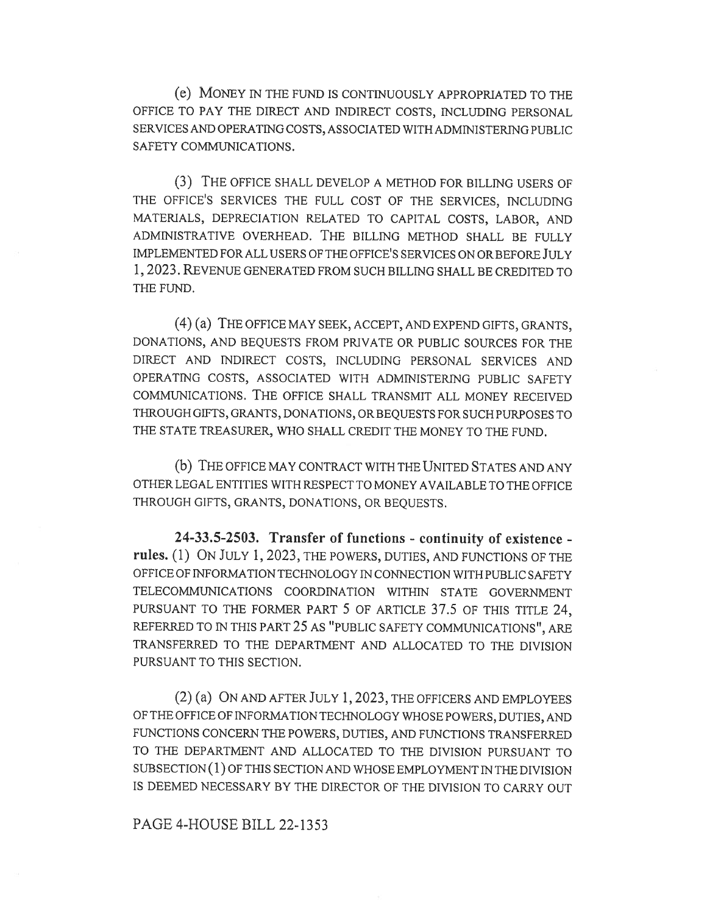(e) MONEY IN THE FUND IS CONTINUOUSLY APPROPRIATED TO THE OFFICE TO PAY THE DIRECT AND INDIRECT COSTS, INCLUDING PERSONAL SERVICES AND OPERATING COSTS, ASSOCIATED WITH ADMINISTERING PUBLIC SAFETY COMMUNICATIONS.

(3) THE OFFICE SHALL DEVELOP A METHOD FOR BILLING USERS OF THE OFFICE'S SERVICES THE FULL COST OF THE SERVICES, INCLUDING MATERIALS, DEPRECIATION RELATED TO CAPITAL COSTS, LABOR, AND ADMINISTRATIVE OVERHEAD. THE BILLING METHOD SHALL BE FULLY IMPLEMENTED FOR ALL USERS OF THE OFFICE'S SERVICES ON OR BEFORE JULY 1, 2023. REVENUE GENERATED FROM SUCH BILLING SHALL BE CREDITED TO THE FUND.

(4) (a) THE OFFICE MAY SEEK, ACCEPT, AND EXPEND GIFTS, GRANTS, DONATIONS, AND BEQUESTS FROM PRIVATE OR PUBLIC SOURCES FOR THE DIRECT AND INDIRECT COSTS, INCLUDING PERSONAL SERVICES AND OPERATING COSTS, ASSOCIATED WITH ADMINISTERING PUBLIC SAFETY COMMUNICATIONS. THE OFFICE SHALL TRANSMIT ALL MONEY RECEIVED THROUGH GIFTS, GRANTS, DONATIONS, OR BEQUESTS FOR SUCH PURPOSES TO THE STATE TREASURER, WHO SHALL CREDIT THE MONEY TO THE FUND.

(b) THE OFFICE MAY CONTRACT WITH THE UNITED STATES AND ANY OTHER LEGAL ENTITIES WITH RESPECT TO MONEY AVAILABLE TO THE OFFICE THROUGH GIFTS, GRANTS, DONATIONS, OR BEQUESTS.

**24-33.5-2503. Transfer of functions - continuity of existence - rules.** (1) ON JULY 1, 2023, THE POWERS, DUTIES, AND FUNCTIONS OF THE OFFICE OF INFORMATION TECHNOLOGY IN CONNECTION WITH PUBLIC SAFETY TELECOMMUNICATIONS COORDINATION WITHIN STATE GOVERNMENT PURSUANT TO THE FORMER PART 5 OF ARTICLE 37.5 OF THIS TITLE 24, REFERRED TO IN THIS PART 25 AS "PUBLIC SAFETY COMMUNICATIONS", ARE TRANSFERRED TO THE DEPARTMENT AND ALLOCATED TO THE DIVISION PURSUANT TO THIS SECTION.

(2) (a) ON AND AFTER JULY 1, 2023, THE OFFICERS AND EMPLOYEES OF THE OFFICE OF INFORMATION TECHNOLOGY WHOSE POWERS, DUTIES, AND FUNCTIONS CONCERN THE POWERS, DUTIES, AND FUNCTIONS TRANSFERRED TO THE DEPARTMENT AND ALLOCATED TO THE DIVISION PURSUANT TO SUBSECTION (1) OF THIS SECTION AND WHOSE EMPLOYMENT IN THE DIVISION IS DEEMED NECESSARY BY THE DIRECTOR OF THE DIVISION TO CARRY OUT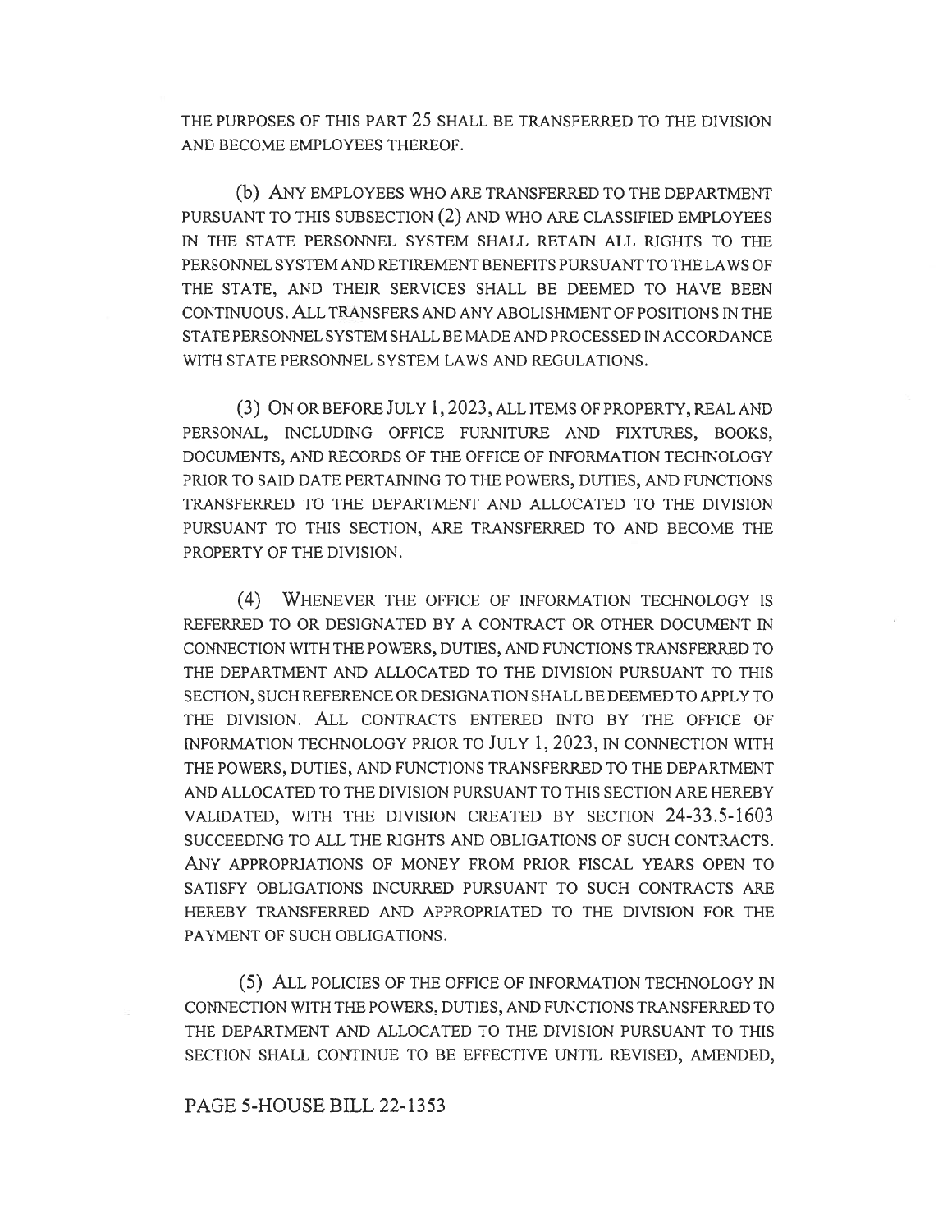THE PURPOSES OF THIS PART 25 SHALL BE TRANSFERRED TO THE DIVISION AND BECOME EMPLOYEES THEREOF.

(b) ANY EMPLOYEES WHO ARE TRANSFERRED TO THE DEPARTMENT PURSUANT TO THIS SUBSECTION (2) AND WHO ARE CLASSIFIED EMPLOYEES IN THE STATE PERSONNEL SYSTEM SHALL RETAIN ALL RIGHTS TO THE PERSONNEL SYSTEM AND RETIREMENT BENEFITS PURSUANT TO THE LAWS OF THE STATE, AND THEIR SERVICES SHALL BE DEEMED TO HAVE BEEN CONTINUOUS. ALL TRANSFERS AND ANY ABOLISHMENT OF POSITIONS IN THE STATE PERSONNEL SYSTEM SHALL BE MADE AND PROCESSED IN ACCORDANCE WITH STATE PERSONNEL SYSTEM LAWS AND REGULATIONS.

(3) ON OR BEFORE JULY 1, 2023, ALL ITEMS OF PROPERTY, REAL AND PERSONAL, INCLUDING OFFICE FURNITURE AND FIXTURES, BOOKS, DOCUMENTS, AND RECORDS OF THE OFFICE OF INFORMATION TECHNOLOGY PRIOR TO SAID DATE PERTAINING TO THE POWERS, DUTIES, AND FUNCTIONS TRANSFERRED TO THE DEPARTMENT AND ALLOCATED TO THE DIVISION PURSUANT TO THIS SECTION, ARE TRANSFERRED TO AND BECOME THE PROPERTY OF THE DIVISION.

(4) WHENEVER THE OFFICE OF INFORMATION TECHNOLOGY IS REFERRED TO OR DESIGNATED BY A CONTRACT OR OTHER DOCUMENT IN CONNECTION WITH THE POWERS, DUTIES, AND FUNCTIONS TRANSFERRED TO THE DEPARTMENT AND ALLOCATED TO THE DIVISION PURSUANT TO THIS SECTION, SUCH REFERENCE OR DESIGNATION SHALL BE DEEMED TO APPLY TO THE DIVISION. ALL CONTRACTS ENTERED INTO BY THE OFFICE OF INFORMATION TECHNOLOGY PRIOR TO JULY 1, 2023, IN CONNECTION WITH THE POWERS, DUTIES, AND FUNCTIONS TRANSFERRED TO THE DEPARTMENT AND ALLOCATED TO THE DIVISION PURSUANT TO THIS SECTION ARE HEREBY VALIDATED, WITH THE DIVISION CREATED BY SECTION 24-33.5-1603 SUCCEEDING TO ALL THE RIGHTS AND OBLIGATIONS OF SUCH CONTRACTS. ANY APPROPRIATIONS OF MONEY FROM PRIOR FISCAL YEARS OPEN TO SATISFY OBLIGATIONS INCURRED PURSUANT TO SUCH CONTRACTS ARE HEREBY TRANSFERRED AND APPROPRIATED TO THE DIVISION FOR THE PAYMENT OF SUCH OBLIGATIONS.

(5) ALL POLICIES OF THE OFFICE OF INFORMATION TECHNOLOGY IN CONNECTION WITH THE POWERS, DUTIES, AND FUNCTIONS TRANSFERRED TO THE DEPARTMENT AND ALLOCATED TO THE DIVISION PURSUANT TO THIS SECTION SHALL CONTINUE TO BE EFFECTIVE UNTIL REVISED, AMENDED,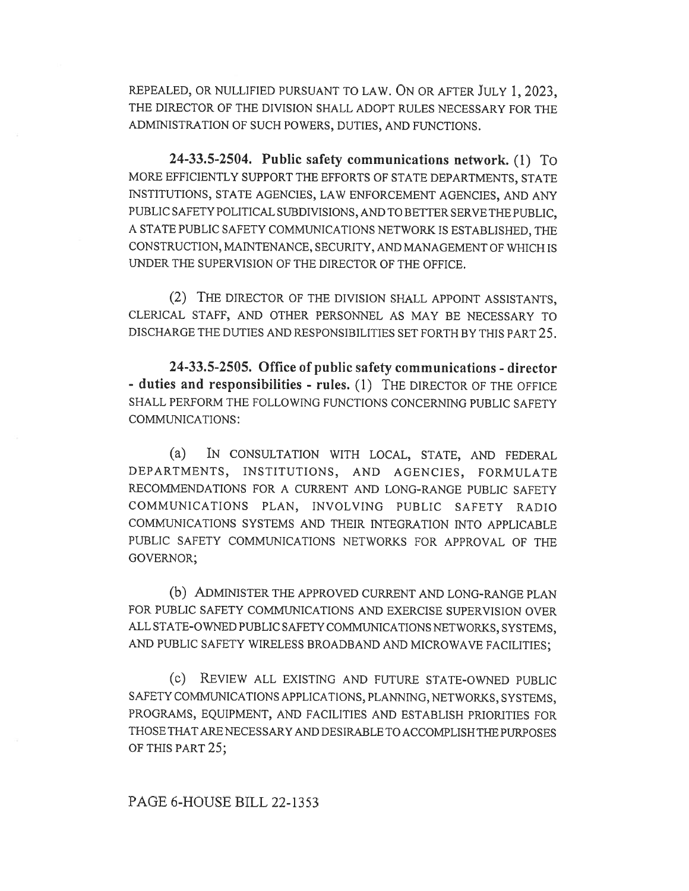REPEALED, OR NULLIFIED PURSUANT TO LAW. ON OR AFTER JULY 1, 2023, THE DIRECTOR OF THE DIVISION SHALL ADOPT RULES NECESSARY FOR THE ADMINISTRATION OF SUCH POWERS, DUTIES, AND FUNCTIONS.

**24-33.5-2504. Public safety communications network.** (1) TO MORE EFFICIENTLY SUPPORT THE EFFORTS OF STATE DEPARTMENTS, STATE INSTITUTIONS, STATE AGENCIES, LAW ENFORCEMENT AGENCIES, AND ANY PUBLIC SAFETY POLITICAL SUBDIVISIONS, AND TO BETTER SERVE THE PUBLIC, A STATE PUBLIC SAFETY COMMUNICATIONS NETWORK IS ESTABLISHED, THE CONSTRUCTION, MAINTENANCE, SECURITY, AND MANAGEMENT OF WHICH IS UNDER THE SUPERVISION OF THE DIRECTOR OF THE OFFICE.

(2) THE DIRECTOR OF THE DIVISION SHALL APPOINT ASSISTANTS, CLERICAL STAFF, AND OTHER PERSONNEL AS MAY BE NECESSARY TO DISCHARGE THE DUTIES AND RESPONSIBILITIES SET FORTH BY THIS PART 25.

**24-33.5-2505. Office of public safety communications - director - duties and responsibilities - rules.** (1) THE DIRECTOR OF THE OFFICE SHALL PERFORM THE FOLLOWING FUNCTIONS CONCERNING PUBLIC SAFETY COMMUNICATIONS:

(a) IN CONSULTATION WITH LOCAL, STATE, AND FEDERAL DEPARTMENTS, INSTITUTIONS, AND AGENCIES, FORMULATE RECOMMENDATIONS FOR A CURRENT AND LONG-RANGE PUBLIC SAFETY COMMUNICATIONS PLAN, INVOLVING PUBLIC SAFETY RADIO COMMUNICATIONS SYSTEMS AND THEIR INTEGRATION INTO APPLICABLE PUBLIC SAFETY COMMUNICATIONS NETWORKS FOR APPROVAL OF THE GOVERNOR;

(b) ADMINISTER THE APPROVED CURRENT AND LONG-RANGE PLAN FOR PUBLIC SAFETY COMMUNICATIONS AND EXERCISE SUPERVISION OVER ALL STATE-OWNED PUBLIC SAFETY COMMUNICATIONS NETWORKS, SYSTEMS, AND PUBLIC SAFETY WIRELESS BROADBAND AND MICROWAVE FACILITIES;

(c) REVIEW ALL EXISTING AND FUTURE STATE-OWNED PUBLIC SAFETY COMMUNICATIONS APPLICATIONS, PLANNING, NETWORKS, SYSTEMS, PROGRAMS, EQUIPMENT, AND FACILITIES AND ESTABLISH PRIORITIES FOR THOSE THAT ARE NECESSARY AND DESIRABLE TO ACCOMPLISH THE PURPOSES OF THIS PART 25;

PAGE 6-HOUSE BILL 22-1353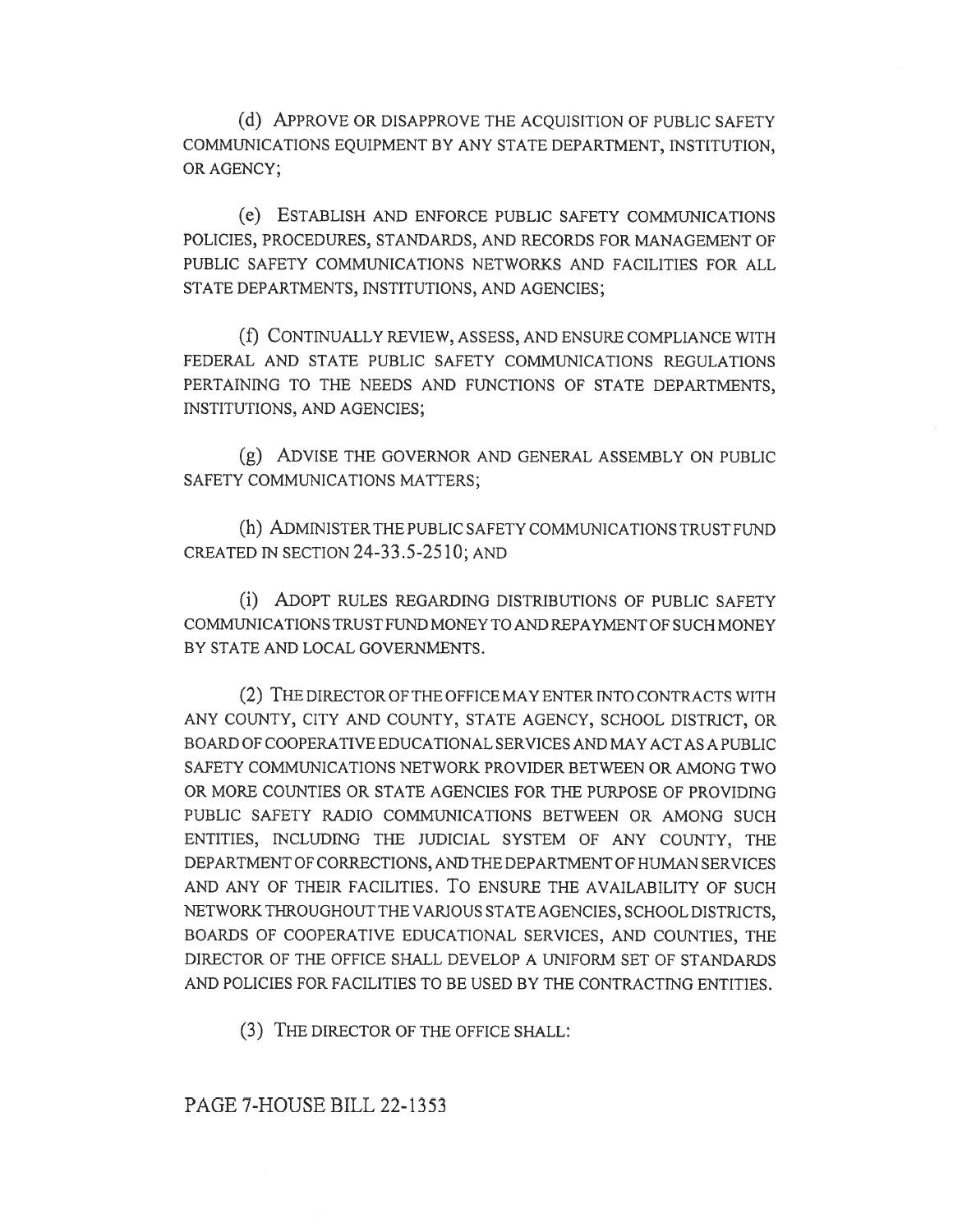(d) APPROVE OR DISAPPROVE THE ACQUISITION OF PUBLIC SAFETY COMMUNICATIONS EQUIPMENT BY ANY STATE DEPARTMENT, INSTITUTION, OR AGENCY;

(e) ESTABLISH AND ENFORCE PUBLIC SAFETY COMMUNICATIONS POLICIES, PROCEDURES, STANDARDS, AND RECORDS FOR MANAGEMENT OF PUBLIC SAFETY COMMUNICATIONS NETWORKS AND FACILITIES FOR ALL STATE DEPARTMENTS, INSTITUTIONS, AND AGENCIES;

(f) CONTINUALLY REVIEW, ASSESS, AND ENSURE COMPLIANCE WITH FEDERAL AND STATE PUBLIC SAFETY COMMUNICATIONS REGULATIONS PERTAINING TO THE NEEDS AND FUNCTIONS OF STATE DEPARTMENTS, INSTITUTIONS, AND AGENCIES;

(g) ADVISE THE GOVERNOR AND GENERAL ASSEMBLY ON PUBLIC SAFETY COMMUNICATIONS MATTERS;

(h) ADMINISTER THE PUBLIC SAFETY COMMUNICATIONS TRUST FUND CREATED IN SECTION 24-33.5-2510; AND

(i) ADOPT RULES REGARDING DISTRIBUTIONS OF PUBLIC SAFETY COMMUNICATIONS TRUST FUND MONEY TO AND REPAYMENT OF SUCH MONEY BY STATE AND LOCAL GOVERNMENTS.

(2) THE DIRECTOR OF THE OFFICE MAY ENTER INTO CONTRACTS WITH ANY COUNTY, CITY AND COUNTY, STATE AGENCY, SCHOOL DISTRICT, OR BOARD OF COOPERATIVE EDUCATIONAL SERVICES AND MAY ACT AS A PUBLIC SAFETY COMMUNICATIONS NETWORK PROVIDER BETWEEN OR AMONG TWO OR MORE COUNTIES OR STATE AGENCIES FOR THE PURPOSE OF PROVIDING PUBLIC SAFETY RADIO COMMUNICATIONS BETWEEN OR AMONG SUCH ENTITIES, INCLUDING THE JUDICIAL SYSTEM OF ANY COUNTY, THE DEPARTMENT OF CORRECTIONS, AND THE DEPARTMENT OF HUMAN SERVICES AND ANY OF THEIR FACILITIES. TO ENSURE THE AVAILABILITY OF SUCH NETWORK THROUGHOUT THE VARIOUS STATE AGENCIES, SCHOOL DISTRICTS, BOARDS OF COOPERATIVE EDUCATIONAL SERVICES, AND COUNTIES, THE DIRECTOR OF THE OFFICE SHALL DEVELOP A UNIFORM SET OF STANDARDS AND POLICIES FOR FACILITIES TO BE USED BY THE CONTRACTING ENTITIES.

(3) THE DIRECTOR OF THE OFFICE SHALL:

PAGE 7-HOUSE BILL 22-1353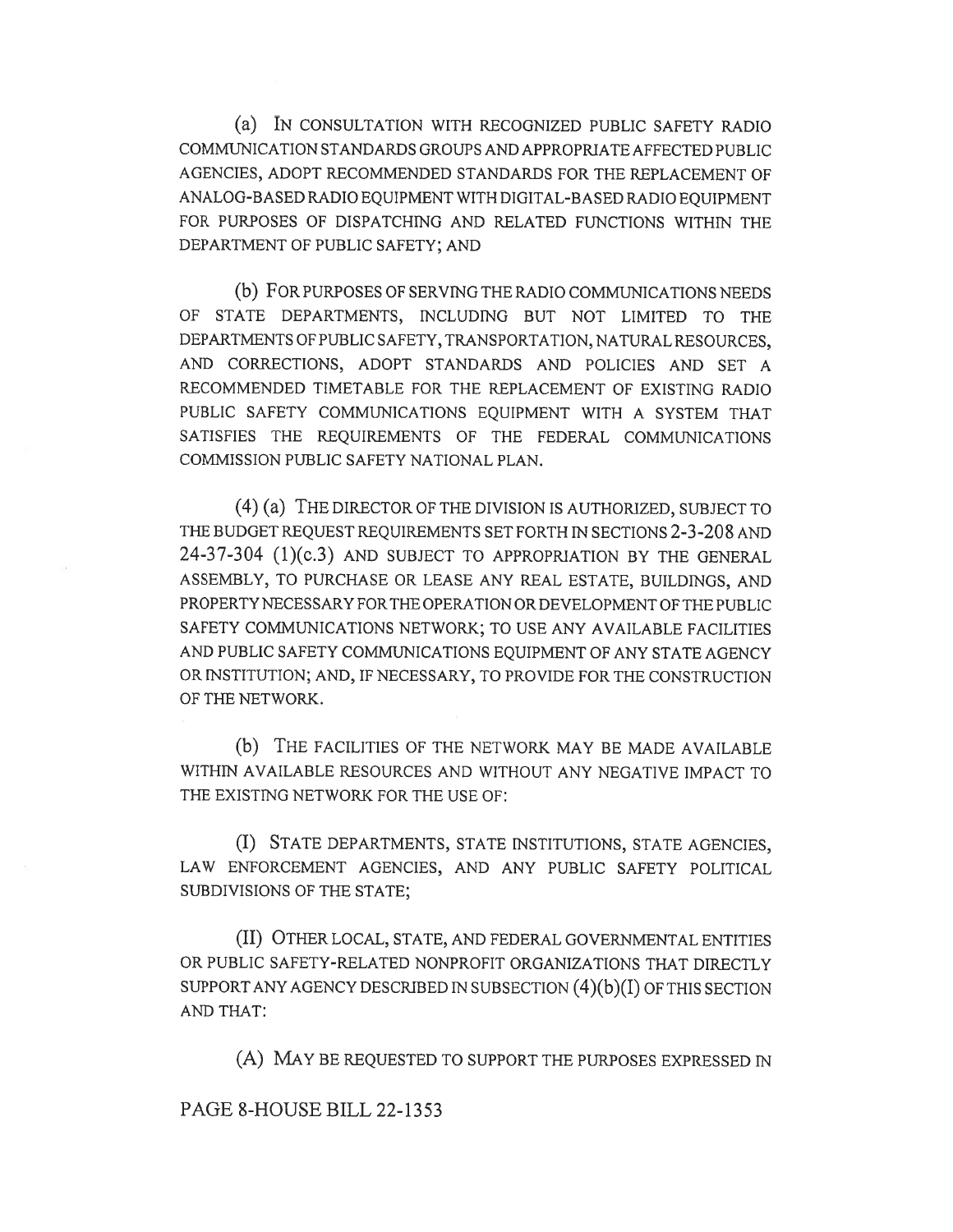(a) IN CONSULTATION WITH RECOGNIZED PUBLIC SAFETY RADIO COMMUNICATION STANDARDS GROUPS AND APPROPRIATE AFFECTED PUBLIC AGENCIES, ADOPT RECOMMENDED STANDARDS FOR THE REPLACEMENT OF ANALOG-BASED RADIO EQUIPMENT WITH DIGITAL-BASED RADIO EQUIPMENT FOR PURPOSES OF DISPATCHING AND RELATED FUNCTIONS WITHIN THE DEPARTMENT OF PUBLIC SAFETY; AND

(b) FOR PURPOSES OF SERVING THE RADIO COMMUNICATIONS NEEDS OF STATE DEPARTMENTS, INCLUDING BUT NOT LIMITED TO THE DEPARTMENTS OF PUBLIC SAFETY, TRANSPORTATION, NATURAL RESOURCES, AND CORRECTIONS, ADOPT STANDARDS AND POLICIES AND SET A RECOMMENDED TIMETABLE FOR THE REPLACEMENT OF EXISTING RADIO PUBLIC SAFETY COMMUNICATIONS EQUIPMENT WITH A SYSTEM THAT SATISFIES THE REQUIREMENTS OF THE FEDERAL COMMUNICATIONS COMMISSION PUBLIC SAFETY NATIONAL PLAN.

(4) (a) THE DIRECTOR OF THE DIVISION IS AUTHORIZED, SUBJECT TO THE BUDGET REQUEST REQUIREMENTS SET FORTH IN SECTIONS 2-3-208 AND 24-37-304 (1)(c.3) AND SUBJECT TO APPROPRIATION BY THE GENERAL ASSEMBLY, TO PURCHASE OR LEASE ANY REAL ESTATE, BUILDINGS, AND PROPERTY NECESSARY FOR THE OPERATION OR DEVELOPMENT OF THE PUBLIC SAFETY COMMUNICATIONS NETWORK; TO USE ANY AVAILABLE FACILITIES AND PUBLIC SAFETY COMMUNICATIONS EQUIPMENT OF ANY STATE AGENCY OR INSTITUTION; AND, IF NECESSARY, TO PROVIDE FOR THE CONSTRUCTION OF THE NETWORK.

(b) THE FACILITIES OF THE NETWORK MAY BE MADE AVAILABLE WITHIN AVAILABLE RESOURCES AND WITHOUT ANY NEGATIVE IMPACT TO THE EXISTING NETWORK FOR THE USE OF:

(I) STATE DEPARTMENTS, STATE INSTITUTIONS, STATE AGENCIES, LAW ENFORCEMENT AGENCIES, AND ANY PUBLIC SAFETY POLITICAL SUBDIVISIONS OF THE STATE;

(II) OTHER LOCAL, STATE, AND FEDERAL GOVERNMENTAL ENTITIES OR PUBLIC SAFETY-RELATED NONPROFIT ORGANIZATIONS THAT DIRECTLY SUPPORT ANY AGENCY DESCRIBED IN SUBSECTION (4)(b)(I) OF THIS SECTION AND THAT:

(A) MAY BE REQUESTED TO SUPPORT THE PURPOSES EXPRESSED IN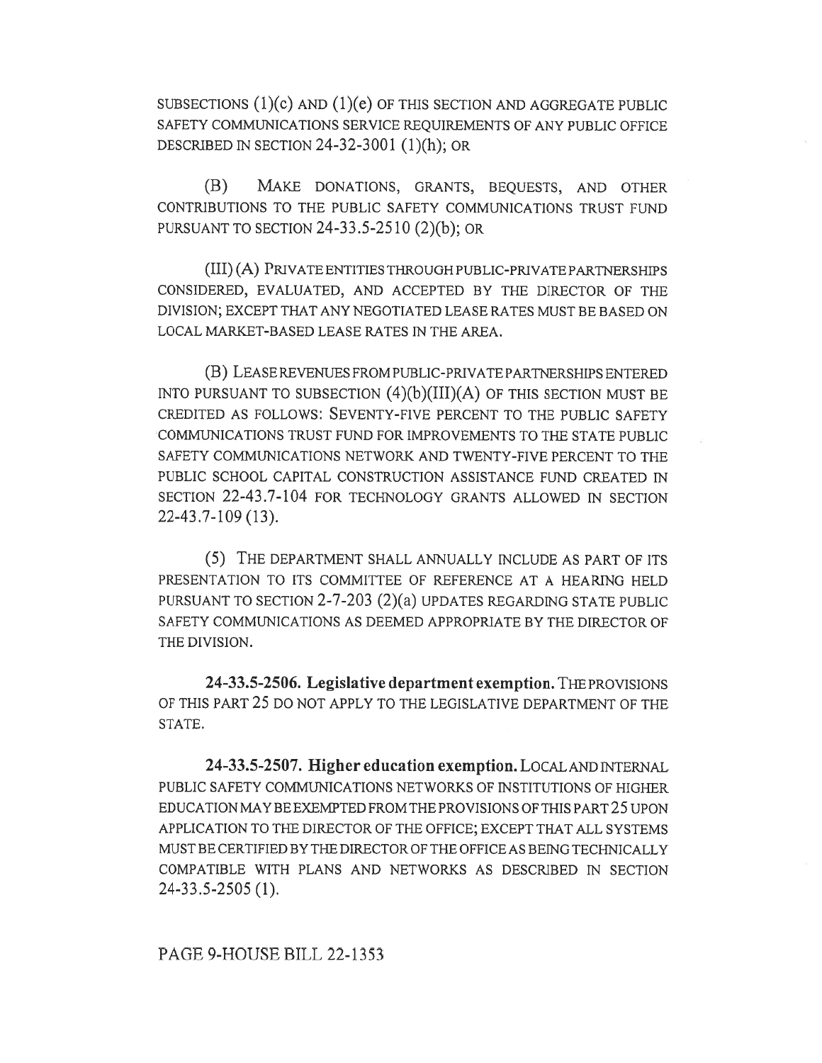SUBSECTIONS (1)(c) AND (1)(e) OF THIS SECTION AND AGGREGATE PUBLIC SAFETY COMMUNICATIONS SERVICE REQUIREMENTS OF ANY PUBLIC OFFICE DESCRIBED IN SECTION 24-32-3001 (1)(h); OR

(B) MAKE DONATIONS, GRANTS, BEQUESTS, AND OTHER CONTRIBUTIONS TO THE PUBLIC SAFETY COMMUNICATIONS TRUST FUND PURSUANT TO SECTION 24-33.5-2510 (2)(b); OR

(III) (A) PRIVATE ENTITIES THROUGH PUBLIC-PRIVATE PARTNERSHIPS CONSIDERED, EVALUATED, AND ACCEPTED BY THE DIRECTOR OF THE DIVISION; EXCEPT THAT ANY NEGOTIATED LEASE RATES MUST BE BASED ON LOCAL MARKET-BASED LEASE RATES IN THE AREA.

(B) LEASE REVENUES FROM PUBLIC-PRIVATE PARTNERSHIPS ENTERED INTO PURSUANT TO SUBSECTION (4)(b)(III)(A) OF THIS SECTION MUST BE CREDITED AS FOLLOWS: SEVENTY-FIVE PERCENT TO THE PUBLIC SAFETY COMMUNICATIONS TRUST FUND FOR IMPROVEMENTS TO THE STATE PUBLIC SAFETY COMMUNICATIONS NETWORK AND TWENTY-FIVE PERCENT TO THE PUBLIC SCHOOL CAPITAL CONSTRUCTION ASSISTANCE FUND CREATED IN SECTION 22-43.7-104 FOR TECHNOLOGY GRANTS ALLOWED IN SECTION 22-43.7-109 (13).

(5) THE DEPARTMENT SHALL ANNUALLY INCLUDE AS PART OF ITS PRESENTATION TO ITS COMMITTEE OF REFERENCE AT A HEARING HELD PURSUANT TO SECTION 2-7-203 (2)(a) UPDATES REGARDING STATE PUBLIC SAFETY COMMUNICATIONS AS DEEMED APPROPRIATE BY THE DIRECTOR OF THE DIVISION.

**24-33.5-2506. Legislative department exemption.** THE PROVISIONS OF THIS PART 25 DO NOT APPLY TO THE LEGISLATIVE DEPARTMENT OF THE STATE.

**24-33.5-2507. Higher education exemption.** LOCAL AND INTERNAL PUBLIC SAFETY COMMUNICATIONS NETWORKS OF INSTITUTIONS OF HIGHER EDUCATION MAY BE EXEMPTED FROM THE PROVISIONS OF THIS PART 25 UPON APPLICATION TO THE DIRECTOR OF THE OFFICE; EXCEPT THAT ALL SYSTEMS MUST BE CERTIFIED BY THE DIRECTOR OF THE OFFICE AS BEING TECHNICALLY COMPATIBLE WITH PLANS AND NETWORKS AS DESCRIBED IN SECTION 24-33.5-2505 (1).

PAGE 9-HOUSE BILL 22-1353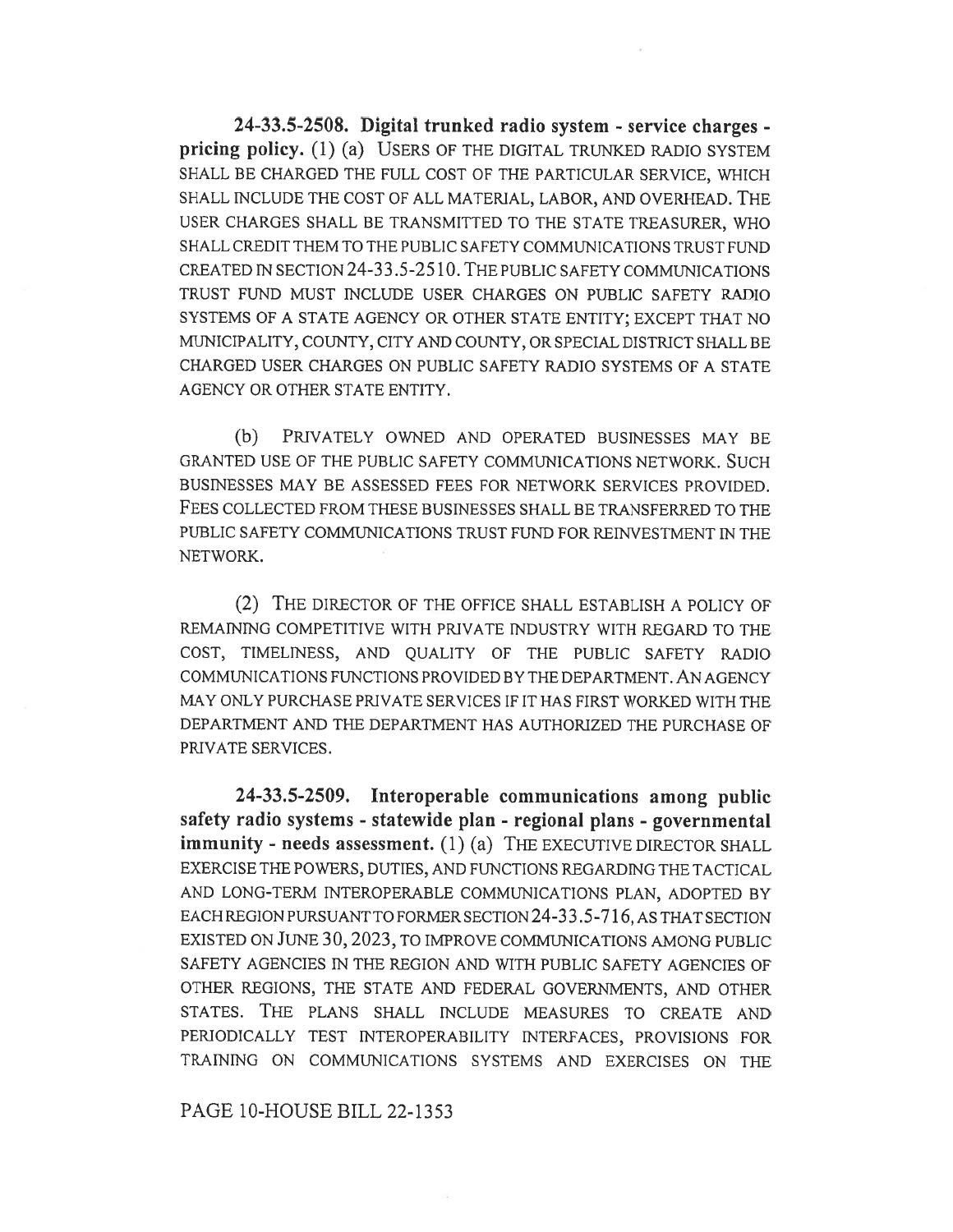**24-33.5-2508. Digital trunked radio system - service charges - pricing policy.** (1) (a) USERS OF THE DIGITAL TRUNKED RADIO SYSTEM SHALL BE CHARGED THE FULL COST OF THE PARTICULAR SERVICE, WHICH SHALL INCLUDE THE COST OF ALL MATERIAL, LABOR, AND OVERHEAD. THE USER CHARGES SHALL BE TRANSMITTED TO THE STATE TREASURER, WHO SHALL CREDIT THEM TO THE PUBLIC SAFETY COMMUNICATIONS TRUST FUND CREATED IN SECTION 24-33.5-2510. THE PUBLIC SAFETY COMMUNICATIONS TRUST FUND MUST INCLUDE USER CHARGES ON PUBLIC SAFETY RADIO SYSTEMS OF A STATE AGENCY OR OTHER STATE ENTITY; EXCEPT THAT NO MUNICIPALITY, COUNTY, CITY AND COUNTY, OR SPECIAL DISTRICT SHALL BE CHARGED USER CHARGES ON PUBLIC SAFETY RADIO SYSTEMS OF A STATE AGENCY OR OTHER STATE ENTITY.

(b) PRIVATELY OWNED AND OPERATED BUSINESSES MAY BE GRANTED USE OF THE PUBLIC SAFETY COMMUNICATIONS NETWORK. SUCH BUSINESSES MAY BE ASSESSED FEES FOR NETWORK SERVICES PROVIDED. FEES COLLECTED FROM THESE BUSINESSES SHALL BE TRANSFERRED TO THE PUBLIC SAFETY COMMUNICATIONS TRUST FUND FOR REINVESTMENT IN THE NETWORK.

(2) THE DIRECTOR OF THE OFFICE SHALL ESTABLISH A POLICY OF REMAINING COMPETITIVE WITH PRIVATE INDUSTRY WITH REGARD TO THE COST, TIMELINESS, AND QUALITY OF THE PUBLIC SAFETY RADIO COMMUNICATIONS FUNCTIONS PROVIDED BY THE DEPARTMENT. AN AGENCY MAY ONLY PURCHASE PRIVATE SERVICES IF IT HAS FIRST WORKED WITH THE DEPARTMENT AND THE DEPARTMENT HAS AUTHORIZED THE PURCHASE OF PRIVATE SERVICES.

**24-33.5-2509. Interoperable communications among public safety radio systems - statewide plan - regional plans - governmental immunity - needs assessment.** (1) (a) THE EXECUTIVE DIRECTOR SHALL EXERCISE THE POWERS, DUTIES, AND FUNCTIONS REGARDING THE TACTICAL AND LONG-TERM INTEROPERABLE COMMUNICATIONS PLAN, ADOPTED BY EACH REGION PURSUANT TO FORMER SECTION 24-33.5-716, AS THAT SECTION EXISTED ON JUNE 30, 2023, TO IMPROVE COMMUNICATIONS AMONG PUBLIC SAFETY AGENCIES IN THE REGION AND WITH PUBLIC SAFETY AGENCIES OF OTHER REGIONS, THE STATE AND FEDERAL GOVERNMENTS, AND OTHER STATES. THE PLANS SHALL INCLUDE MEASURES TO CREATE AND PERIODICALLY TEST INTEROPERABILITY INTERFACES, PROVISIONS FOR TRAINING ON COMMUNICATIONS SYSTEMS AND EXERCISES ON THE

PAGE 10-HOUSE BILL 22-1353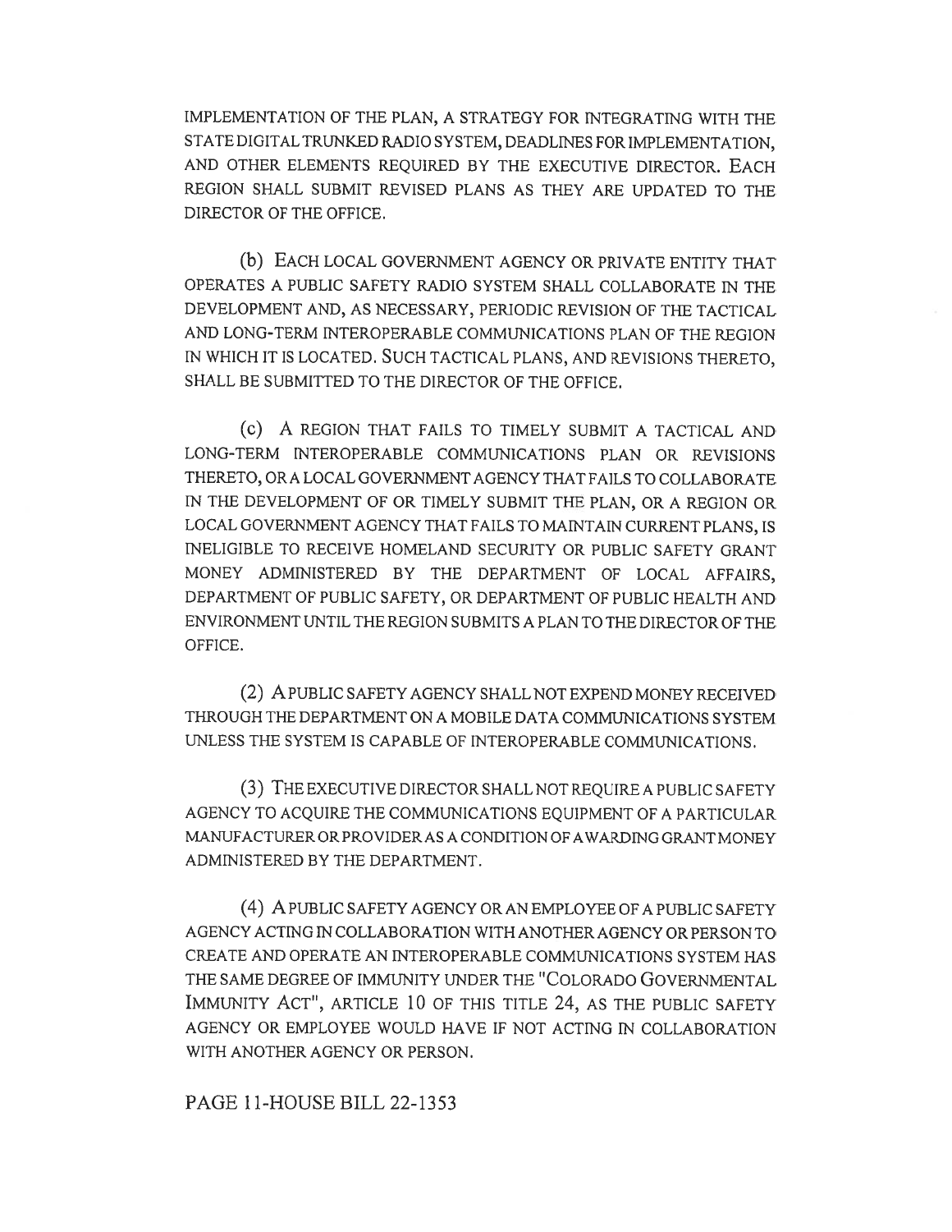IMPLEMENTATION OF THE PLAN, A STRATEGY FOR INTEGRATING WITH THE STATE DIGITAL TRUNKED RADIO SYSTEM, DEADLINES FOR IMPLEMENTATION, AND OTHER ELEMENTS REQUIRED BY THE EXECUTIVE DIRECTOR. EACH REGION SHALL SUBMIT REVISED PLANS AS THEY ARE UPDATED TO THE DIRECTOR OF THE OFFICE.

(b) EACH LOCAL GOVERNMENT AGENCY OR PRIVATE ENTITY THAT OPERATES A PUBLIC SAFETY RADIO SYSTEM SHALL COLLABORATE IN THE DEVELOPMENT AND, AS NECESSARY, PERIODIC REVISION OF THE TACTICAL AND LONG-TERM INTEROPERABLE COMMUNICATIONS PLAN OF THE REGION IN WHICH IT IS LOCATED. SUCH TACTICAL PLANS, AND REVISIONS THERETO, SHALL BE SUBMITTED TO THE DIRECTOR OF THE OFFICE.

(c) A REGION THAT FAILS TO TIMELY SUBMIT A TACTICAL AND LONG-TERM INTEROPERABLE COMMUNICATIONS PLAN OR REVISIONS THERETO, OR A LOCAL GOVERNMENT AGENCY THAT FAILS TO COLLABORATE IN THE DEVELOPMENT OF OR TIMELY SUBMIT THE PLAN, OR A REGION OR LOCAL GOVERNMENT AGENCY THAT FAILS TO MAINTAIN CURRENT PLANS, IS INELIGIBLE TO RECEIVE HOMELAND SECURITY OR PUBLIC SAFETY GRANT MONEY ADMINISTERED BY THE DEPARTMENT OF LOCAL AFFAIRS, DEPARTMENT OF PUBLIC SAFETY, OR DEPARTMENT OF PUBLIC HEALTH AND ENVIRONMENT UNTIL THE REGION SUBMITS A PLAN TO THE DIRECTOR OF THE OFFICE.

(2) A PUBLIC SAFETY AGENCY SHALL NOT EXPEND MONEY RECEIVED THROUGH THE DEPARTMENT ON A MOBILE DATA COMMUNICATIONS SYSTEM UNLESS THE SYSTEM IS CAPABLE OF INTEROPERABLE COMMUNICATIONS.

(3) THE EXECUTIVE DIRECTOR SHALL NOT REQUIRE A PUBLIC SAFETY AGENCY TO ACQUIRE THE COMMUNICATIONS EQUIPMENT OF A PARTICULAR MANUFACTURER OR PROVIDER AS A CONDITION OF AWARDING GRANT MONEY ADMINISTERED BY THE DEPARTMENT.

(4) A PUBLIC SAFETY AGENCY OR AN EMPLOYEE OF A PUBLIC SAFETY AGENCY ACTING IN COLLABORATION WITH ANOTHER AGENCY OR PERSON TO CREATE AND OPERATE AN INTEROPERABLE COMMUNICATIONS SYSTEM HAS THE SAME DEGREE OF IMMUNITY UNDER THE "COLORADO GOVERNMENTAL IMMUNITY ACT", ARTICLE 10 OF THIS TITLE 24, AS THE PUBLIC SAFETY AGENCY OR EMPLOYEE WOULD HAVE IF NOT ACTING IN COLLABORATION WITH ANOTHER AGENCY OR PERSON.

PAGE 11-HOUSE BILL 22-1353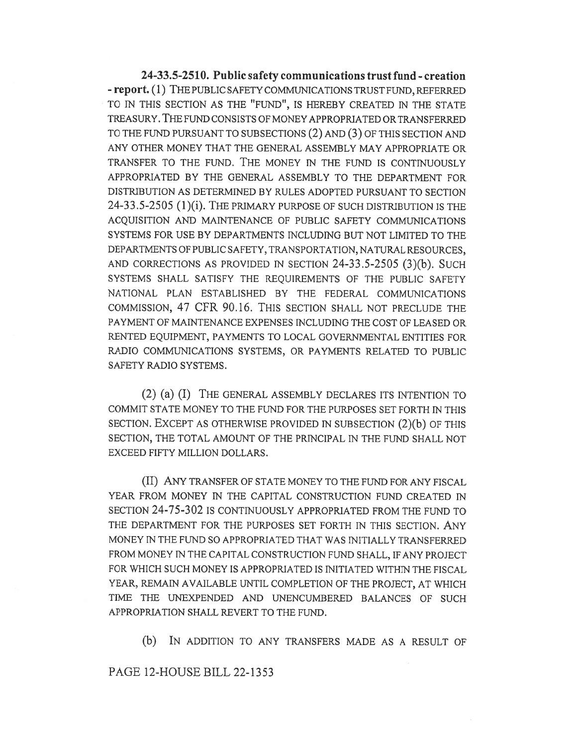**24-33.5-2510. Public safety communications trust fund - creation - report.** (1) THE PUBLIC SAFETY COMMUNICATIONS TRUST FUND, REFERRED TO IN THIS SECTION AS THE "FUND", IS HEREBY CREATED IN THE STATE TREASURY. THE FUND CONSISTS OF MONEY APPROPRIATED OR TRANSFERRED TO THE FUND PURSUANT TO SUBSECTIONS (2) AND (3) OF THIS SECTION AND ANY OTHER MONEY THAT THE GENERAL ASSEMBLY MAY APPROPRIATE OR TRANSFER TO THE FUND. THE MONEY IN THE FUND IS CONTINUOUSLY APPROPRIATED BY THE GENERAL ASSEMBLY TO THE DEPARTMENT FOR DISTRIBUTION AS DETERMINED BY RULES ADOPTED PURSUANT TO SECTION 24-33.5-2505 (1)(i). THE PRIMARY PURPOSE OF SUCH DISTRIBUTION IS THE ACQUISITION AND MAINTENANCE OF PUBLIC SAFETY COMMUNICATIONS SYSTEMS FOR USE BY DEPARTMENTS INCLUDING BUT NOT LIMITED TO THE DEPARTMENTS OF PUBLIC SAFETY, TRANSPORTATION, NATURAL RESOURCES, AND CORRECTIONS AS PROVIDED IN SECTION 24-33.5-2505 (3)(b). SUCH SYSTEMS SHALL SATISFY THE REQUIREMENTS OF THE PUBLIC SAFETY NATIONAL PLAN ESTABLISHED BY THE FEDERAL COMMUNICATIONS COMMISSION, 47 CFR 90.16. THIS SECTION SHALL NOT PRECLUDE THE PAYMENT OF MAINTENANCE EXPENSES INCLUDING THE COST OF LEASED OR RENTED EQUIPMENT, PAYMENTS TO LOCAL GOVERNMENTAL ENTITIES FOR RADIO COMMUNICATIONS SYSTEMS, OR PAYMENTS RELATED TO PUBLIC SAFETY RADIO SYSTEMS.

(2) (a) (I) THE GENERAL ASSEMBLY DECLARES ITS INTENTION TO COMMIT STATE MONEY TO THE FUND FOR THE PURPOSES SET FORTH IN THIS SECTION. EXCEPT AS OTHERWISE PROVIDED IN SUBSECTION (2)(b) OF THIS SECTION, THE TOTAL AMOUNT OF THE PRINCIPAL IN THE FUND SHALL NOT EXCEED FIFTY MILLION DOLLARS.

(II) ANY TRANSFER OF STATE MONEY TO THE FUND FOR ANY FISCAL YEAR FROM MONEY IN THE CAPITAL CONSTRUCTION FUND CREATED IN SECTION 24-75-302 IS CONTINUOUSLY APPROPRIATED FROM THE FUND TO THE DEPARTMENT FOR THE PURPOSES SET FORTH IN THIS SECTION. ANY MONEY IN THE FUND SO APPROPRIATED THAT WAS INITIALLY TRANSFERRED FROM MONEY IN THE CAPITAL CONSTRUCTION FUND SHALL, IF ANY PROJECT FOR WHICH SUCH MONEY IS APPROPRIATED IS INITIATED WITHIN THE FISCAL YEAR, REMAIN AVAILABLE UNTIL COMPLETION OF THE PROJECT, AT WHICH TIME THE UNEXPENDED AND UNENCUMBERED BALANCES OF SUCH APPROPRIATION SHALL REVERT TO THE FUND.

(b) IN ADDITION TO ANY TRANSFERS MADE AS A RESULT OF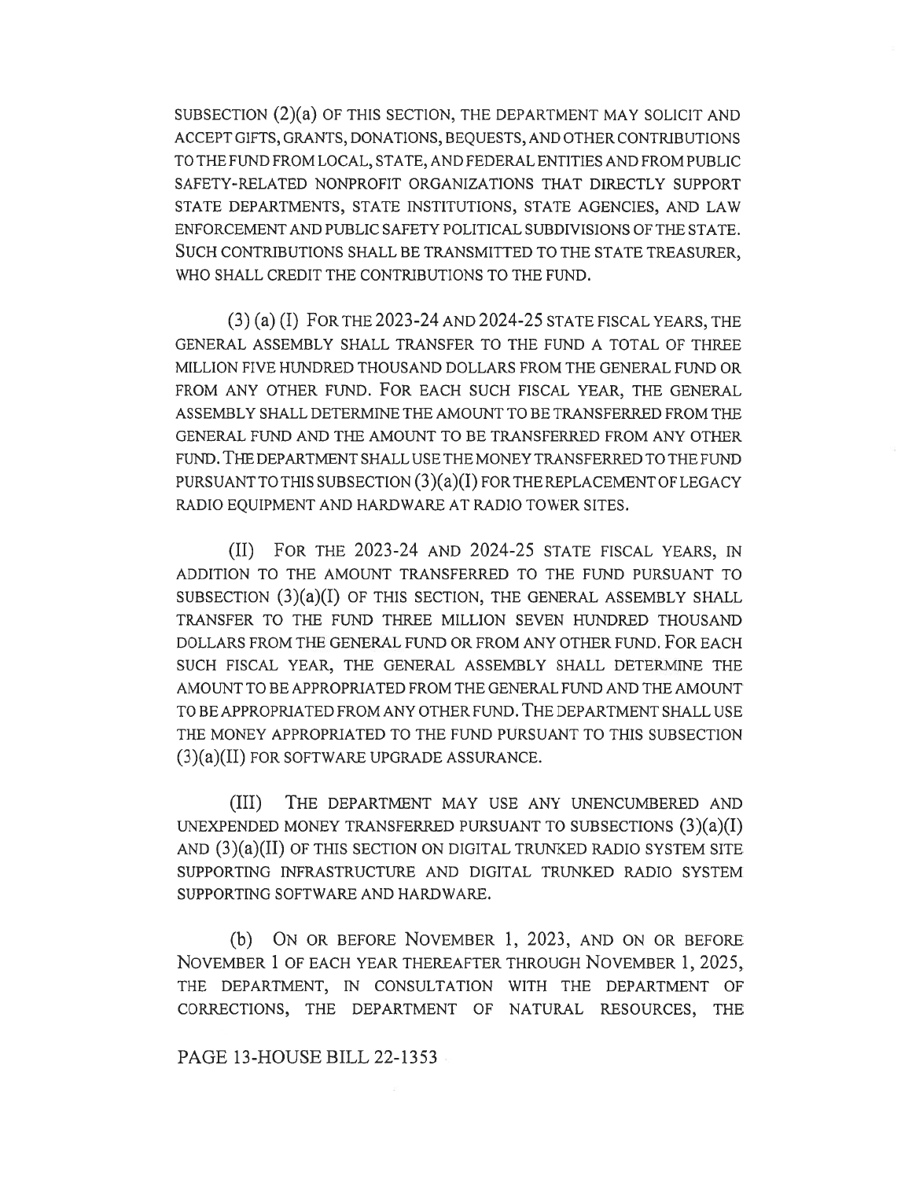SUBSECTION (2)(a) OF THIS SECTION, THE DEPARTMENT MAY SOLICIT AND ACCEPT GIFTS, GRANTS, DONATIONS, BEQUESTS, AND OTHER CONTRIBUTIONS TO THE FUND FROM LOCAL, STATE, AND FEDERAL ENTITIES AND FROM PUBLIC SAFETY-RELATED NONPROFIT ORGANIZATIONS THAT DIRECTLY SUPPORT STATE DEPARTMENTS, STATE INSTITUTIONS, STATE AGENCIES, AND LAW ENFORCEMENT AND PUBLIC SAFETY POLITICAL SUBDIVISIONS OF THE STATE. SUCH CONTRIBUTIONS SHALL BE TRANSMITTED TO THE STATE TREASURER, WHO SHALL CREDIT THE CONTRIBUTIONS TO THE FUND.

(3) (a) (I) FOR THE 2023-24 AND 2024-25 STATE FISCAL YEARS, THE GENERAL ASSEMBLY SHALL TRANSFER TO THE FUND A TOTAL OF THREE MILLION FIVE HUNDRED THOUSAND DOLLARS FROM THE GENERAL FUND OR FROM ANY OTHER FUND. FOR EACH SUCH FISCAL YEAR, THE GENERAL ASSEMBLY SHALL DETERMINE THE AMOUNT TO BE TRANSFERRED FROM THE GENERAL FUND AND THE AMOUNT TO BE TRANSFERRED FROM ANY OTHER FUND. THE DEPARTMENT SHALL USE THE MONEY TRANSFERRED TO THE FUND PURSUANT TO THIS SUBSECTION (3)(a)(I) FOR THE REPLACEMENT OF LEGACY RADIO EQUIPMENT AND HARDWARE AT RADIO TOWER SITES.

(II) FOR THE 2023-24 AND 2024-25 STATE FISCAL YEARS, IN ADDITION TO THE AMOUNT TRANSFERRED TO THE FUND PURSUANT TO SUBSECTION (3)(a)(I) OF THIS SECTION, THE GENERAL ASSEMBLY SHALL TRANSFER TO THE FUND THREE MILLION SEVEN HUNDRED THOUSAND DOLLARS FROM THE GENERAL FUND OR FROM ANY OTHER FUND. FOR EACH SUCH FISCAL YEAR, THE GENERAL ASSEMBLY SHALL DETERMINE THE AMOUNT TO BE APPROPRIATED FROM THE GENERAL FUND AND THE AMOUNT TO BE APPROPRIATED FROM ANY OTHER FUND. THE DEPARTMENT SHALL USE THE MONEY APPROPRIATED TO THE FUND PURSUANT TO THIS SUBSECTION (3)(a)(II) FOR SOFTWARE UPGRADE ASSURANCE.

(III) THE DEPARTMENT MAY USE ANY UNENCUMBERED AND UNEXPENDED MONEY TRANSFERRED PURSUANT TO SUBSECTIONS (3)(a)(I) AND (3)(a)(II) OF THIS SECTION ON DIGITAL TRUNKED RADIO SYSTEM SITE SUPPORTING INFRASTRUCTURE AND DIGITAL TRUNKED RADIO SYSTEM SUPPORTING SOFTWARE AND HARDWARE.

(b) ON OR BEFORE NOVEMBER 1, 2023, AND ON OR BEFORE NOVEMBER 1 OF EACH YEAR THEREAFTER THROUGH NOVEMBER 1, 2025, THE DEPARTMENT, IN CONSULTATION WITH THE DEPARTMENT OF CORRECTIONS, THE DEPARTMENT OF NATURAL RESOURCES, THE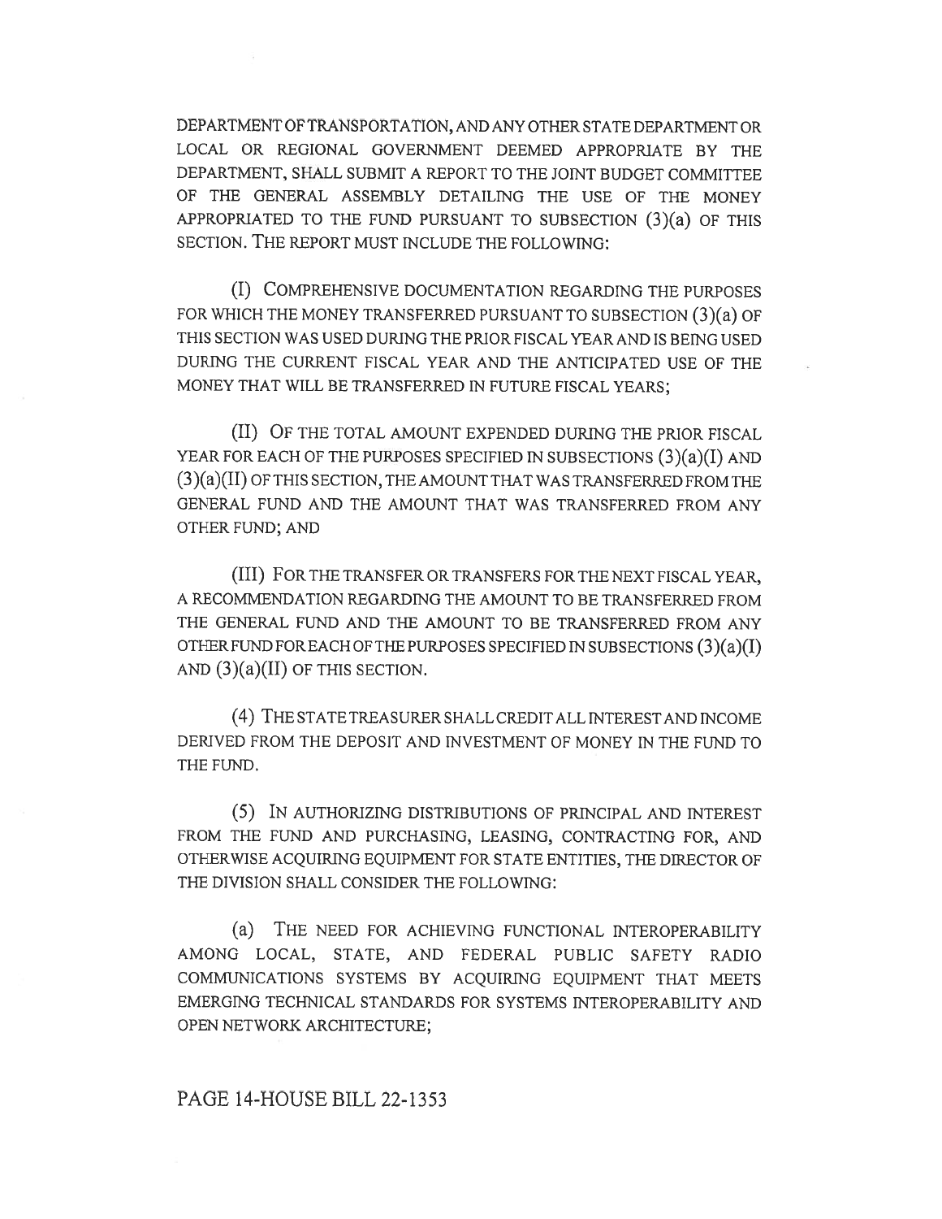DEPARTMENT OF TRANSPORTATION, AND ANY OTHER STATE DEPARTMENT OR LOCAL OR REGIONAL GOVERNMENT DEEMED APPROPRIATE BY THE DEPARTMENT, SHALL SUBMIT A REPORT TO THE JOINT BUDGET COMMITTEE OF THE GENERAL ASSEMBLY DETAILING THE USE OF THE MONEY APPROPRIATED TO THE FUND PURSUANT TO SUBSECTION (3)(a) OF THIS SECTION. THE REPORT MUST INCLUDE THE FOLLOWING:

(I) COMPREHENSIVE DOCUMENTATION REGARDING THE PURPOSES FOR WHICH THE MONEY TRANSFERRED PURSUANT TO SUBSECTION (3)(a) OF THIS SECTION WAS USED DURING THE PRIOR FISCAL YEAR AND IS BEING USED DURING THE CURRENT FISCAL YEAR AND THE ANTICIPATED USE OF THE MONEY THAT WILL BE TRANSFERRED IN FUTURE FISCAL YEARS;

(II) OF THE TOTAL AMOUNT EXPENDED DURING THE PRIOR FISCAL YEAR FOR EACH OF THE PURPOSES SPECIFIED IN SUBSECTIONS (3)(a)(I) AND (3)(a)(II) OF THIS SECTION, THE AMOUNT THAT WAS TRANSFERRED FROM THE GENERAL FUND AND THE AMOUNT THAT WAS TRANSFERRED FROM ANY OTHER FUND; AND

(III) FOR THE TRANSFER OR TRANSFERS FOR THE NEXT FISCAL YEAR, A RECOMMENDATION REGARDING THE AMOUNT TO BE TRANSFERRED FROM THE GENERAL FUND AND THE AMOUNT TO BE TRANSFERRED FROM ANY OTHER FUND FOR EACH OF THE PURPOSES SPECIFIED IN SUBSECTIONS (3)(a)(I) AND (3)(a)(II) OF THIS SECTION.

(4) THE STATE TREASURER SHALL CREDIT ALL INTEREST AND INCOME DERIVED FROM THE DEPOSIT AND INVESTMENT OF MONEY IN THE FUND TO THE FUND.

(5) IN AUTHORIZING DISTRIBUTIONS OF PRINCIPAL AND INTEREST FROM THE FUND AND PURCHASING, LEASING, CONTRACTING FOR, AND OTHERWISE ACQUIRING EQUIPMENT FOR STATE ENTITIES, THE DIRECTOR OF THE DIVISION SHALL CONSIDER THE FOLLOWING:

(a) THE NEED FOR ACHIEVING FUNCTIONAL INTEROPERABILITY AMONG LOCAL, STATE, AND FEDERAL PUBLIC SAFETY RADIO COMMUNICATIONS SYSTEMS BY ACQUIRING EQUIPMENT THAT MEETS EMERGING TECHNICAL STANDARDS FOR SYSTEMS INTEROPERABILITY AND OPEN NETWORK ARCHITECTURE;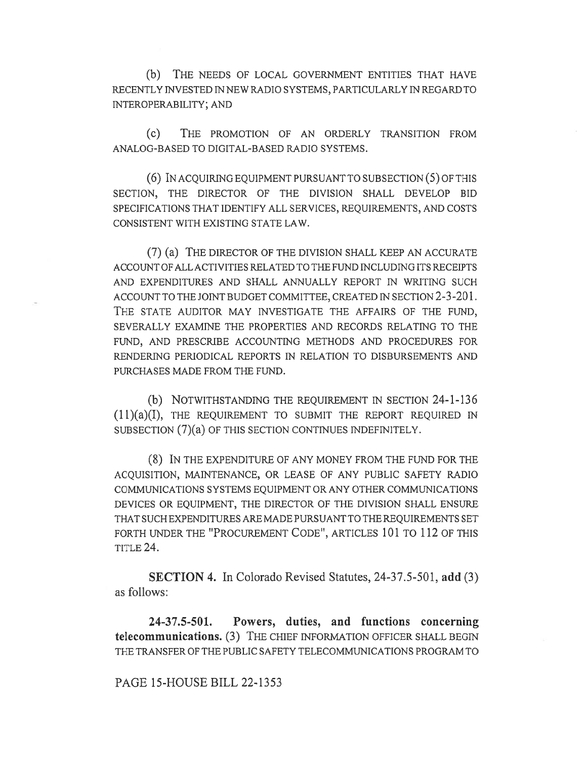(b) THE NEEDS OF LOCAL GOVERNMENT ENTITIES THAT HAVE RECENTLY INVESTED IN NEW RADIO SYSTEMS, PARTICULARLY IN REGARD TO INTEROPERABILITY; AND

(c) THE PROMOTION OF AN ORDERLY TRANSITION FROM ANALOG-BASED TO DIGITAL-BASED RADIO SYSTEMS.

(6) IN ACQUIRING EQUIPMENT PURSUANT TO SUBSECTION (5) OF THIS SECTION, THE DIRECTOR OF THE DIVISION SHALL DEVELOP BID SPECIFICATIONS THAT IDENTIFY ALL SERVICES, REQUIREMENTS, AND COSTS CONSISTENT WITH EXISTING STATE LAW.

(7) (a) THE DIRECTOR OF THE DIVISION SHALL KEEP AN ACCURATE ACCOUNT OF ALL ACTIVITIES RELATED TO THE FUND INCLUDING ITS RECEIPTS AND EXPENDITURES AND SHALL ANNUALLY REPORT IN WRITING SUCH ACCOUNT TO THE JOINT BUDGET COMMITTEE, CREATED IN SECTION 2-3-201. THE STATE AUDITOR MAY INVESTIGATE THE AFFAIRS OF THE FUND, SEVERALLY EXAMINE THE PROPERTIES AND RECORDS RELATING TO THE FUND, AND PRESCRIBE ACCOUNTING METHODS AND PROCEDURES FOR RENDERING PERIODICAL REPORTS IN RELATION TO DISBURSEMENTS AND PURCHASES MADE FROM THE FUND.

(b) NOTWITHSTANDING THE REQUIREMENT IN SECTION 24-1-136 (11)(a)(I), THE REQUIREMENT TO SUBMIT THE REPORT REQUIRED IN SUBSECTION (7)(a) OF THIS SECTION CONTINUES INDEFINITELY.

(8) IN THE EXPENDITURE OF ANY MONEY FROM THE FUND FOR THE ACQUISITION, MAINTENANCE, OR LEASE OF ANY PUBLIC SAFETY RADIO COMMUNICATIONS SYSTEMS EQUIPMENT OR ANY OTHER COMMUNICATIONS DEVICES OR EQUIPMENT, THE DIRECTOR OF THE DIVISION SHALL ENSURE THAT SUCH EXPENDITURES ARE MADE PURSUANT TO THE REQUIREMENTS SET FORTH UNDER THE "PROCUREMENT CODE", ARTICLES 101 TO 112 OF THIS TITLE 24.

**SECTION 4.** In Colorado Revised Statutes, 24-37.5-501, **add** (3) as follows:

**24-37.5-501. Powers, duties, and functions concerning telecommunications.** (3) THE CHIEF INFORMATION OFFICER SHALL BEGIN THE TRANSFER OF THE PUBLIC SAFETY TELECOMMUNICATIONS PROGRAM TO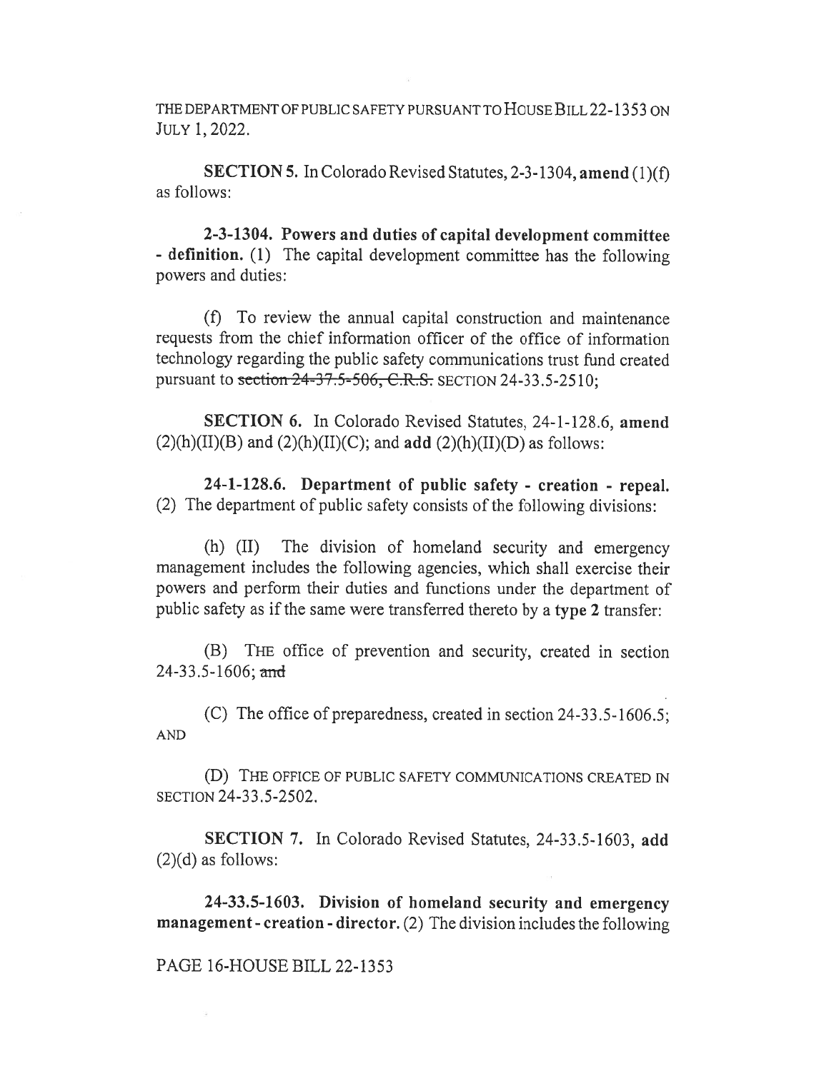THE DEPARTMENT OF PUBLIC SAFETY PURSUANT TO HOUSE BILL 22-1353 ON JULY 1, 2022.

**SECTION 5.** In Colorado Revised Statutes, 2-3-1304, **amend** (1)(f) as follows:

**2-3-1304. Powers and duties of capital development committee - definition.** (1) The capital development committee has the following powers and duties:

(f) To review the annual capital construction and maintenance requests from the chief information officer of the office of information technology regarding the public safety communications trust fund created pursuant to ~~section 24-37.5-506, C.R.S.~~ SECTION 24-33.5-2510;

**SECTION 6.** In Colorado Revised Statutes, 24-1-128.6, **amend** (2)(h)(II)(B) and (2)(h)(II)(C); and **add** (2)(h)(II)(D) as follows:

**24-1-128.6. Department of public safety - creation - repeal.** (2) The department of public safety consists of the following divisions:

(h) (II) The division of homeland security and emergency management includes the following agencies, which shall exercise their powers and perform their duties and functions under the department of public safety as if the same were transferred thereto by a **type 2** transfer:

(B) THE office of prevention and security, created in section 24-33.5-1606; ~~and~~

(C) The office of preparedness, created in section 24-33.5-1606.5; AND

(D) THE OFFICE OF PUBLIC SAFETY COMMUNICATIONS CREATED IN SECTION 24-33.5-2502.

**SECTION 7.** In Colorado Revised Statutes, 24-33.5-1603, **add** (2)(d) as follows:

**24-33.5-1603. Division of homeland security and emergency management - creation - director.** (2) The division includes the following

PAGE 16-HOUSE BILL 22-1353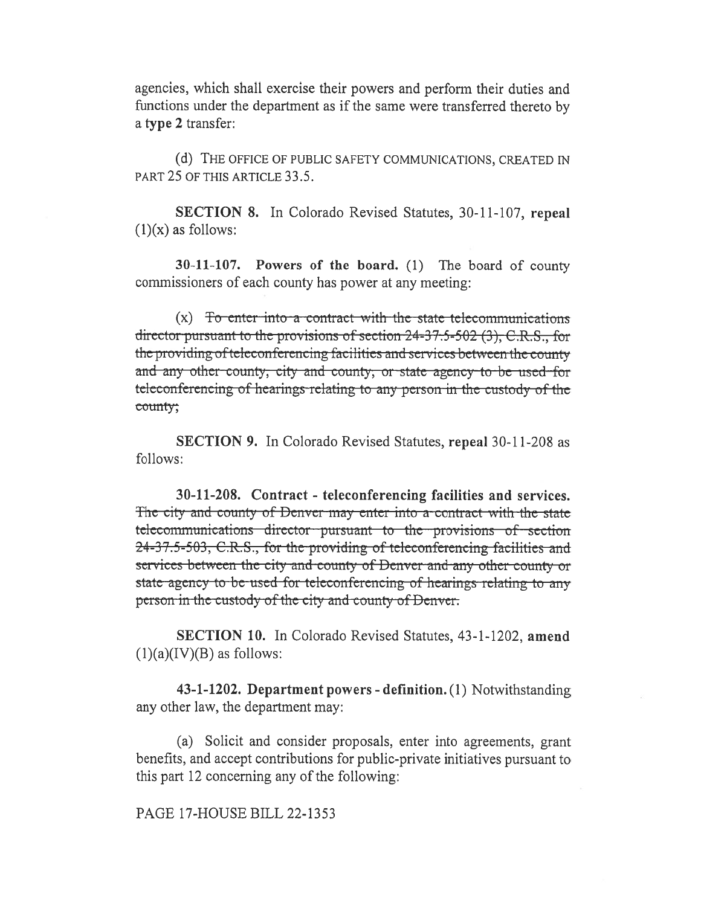agencies, which shall exercise their powers and perform their duties and functions under the department as if the same were transferred thereto by a **type 2** transfer:

(d) THE OFFICE OF PUBLIC SAFETY COMMUNICATIONS, CREATED IN PART 25 OF THIS ARTICLE 33.5.

**SECTION 8.** In Colorado Revised Statutes, 30-11-107, **repeal** (1)(x) as follows:

**30-11-107. Powers of the board.** (1) The board of county commissioners of each county has power at any meeting:

(x) ~~To enter into a contract with the state telecommunications director pursuant to the provisions of section 24-37.5-502 (3), C.R.S., for the providing of teleconferencing facilities and services between the county and any other county, city and county, or state agency to be used for teleconferencing of hearings relating to any person in the custody of the county;~~

**SECTION 9.** In Colorado Revised Statutes, **repeal** 30-11-208 as follows:

**30-11-208. Contract - teleconferencing facilities and services.** ~~The city and county of Denver may enter into a contract with the state telecommunications director pursuant to the provisions of section 24-37.5-503, C.R.S., for the providing of teleconferencing facilities and services between the city and county of Denver and any other county or state agency to be used for teleconferencing of hearings relating to any person in the custody of the city and county of Denver.~~

**SECTION 10.** In Colorado Revised Statutes, 43-1-1202, **amend** (1)(a)(IV)(B) as follows:

**43-1-1202. Department powers - definition.** (1) Notwithstanding any other law, the department may:

(a) Solicit and consider proposals, enter into agreements, grant benefits, and accept contributions for public-private initiatives pursuant to this part 12 concerning any of the following:

PAGE 17-HOUSE BILL 22-1353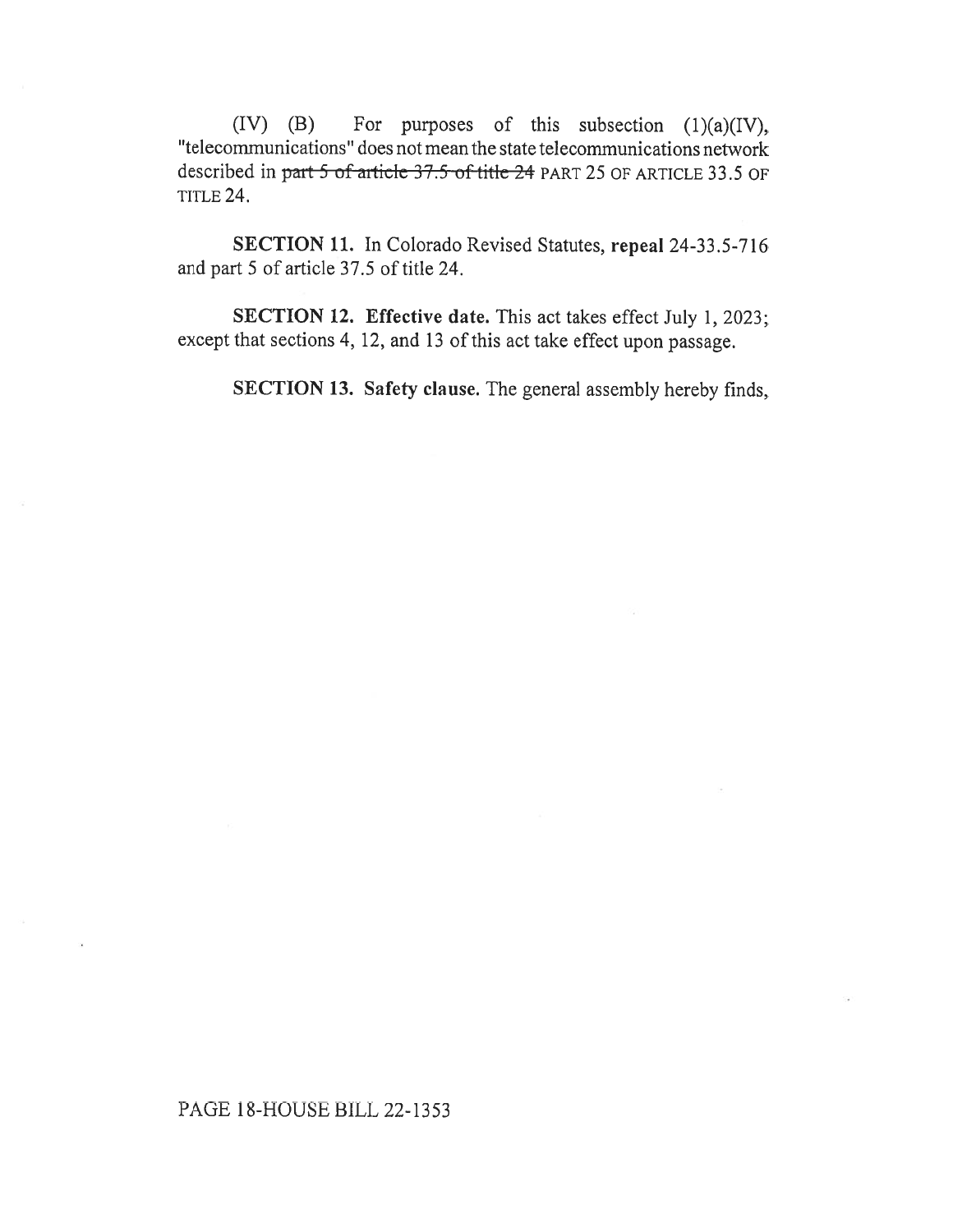(IV) (B) For purposes of this subsection (1)(a)(IV), "telecommunications" does not mean the state telecommunications network described in ~~part 5 of article 37.5 of title 24~~ PART 25 OF ARTICLE 33.5 OF TITLE 24.

**SECTION 11.** In Colorado Revised Statutes, **repeal** 24-33.5-716 and part 5 of article 37.5 of title 24.

**SECTION 12. Effective date.** This act takes effect July 1, 2023; except that sections 4, 12, and 13 of this act take effect upon passage.

**SECTION 13. Safety clause.** The general assembly hereby finds,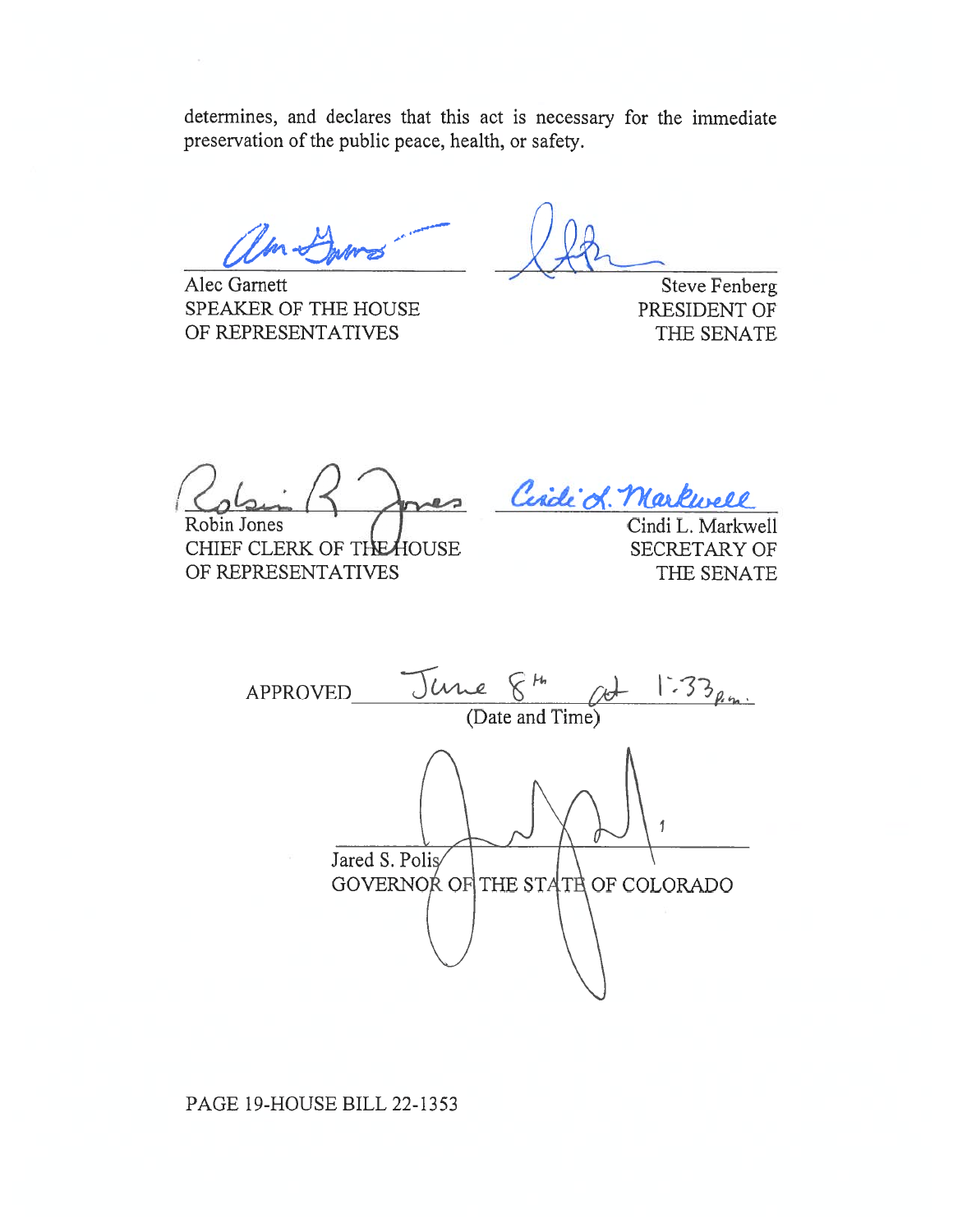determines, and declares that this act is necessary for the immediate preservation of the public peace, health, or safety.

Alec Garnett
SPEAKER OF THE HOUSE
OF REPRESENTATIVES

Steve Fenberg
PRESIDENT OF
THE SENATE

Robin Jones
CHIEF CLERK OF THE HOUSE
OF REPRESENTATIVES

Cindi L. Markwell
SECRETARY OF
THE SENATE

APPROVED June 8th at 1:33 p.m.
(Date and Time)

Jared S. Polis
GOVERNOR OF THE STATE OF COLORADO

PAGE 19-HOUSE BILL 22-1353